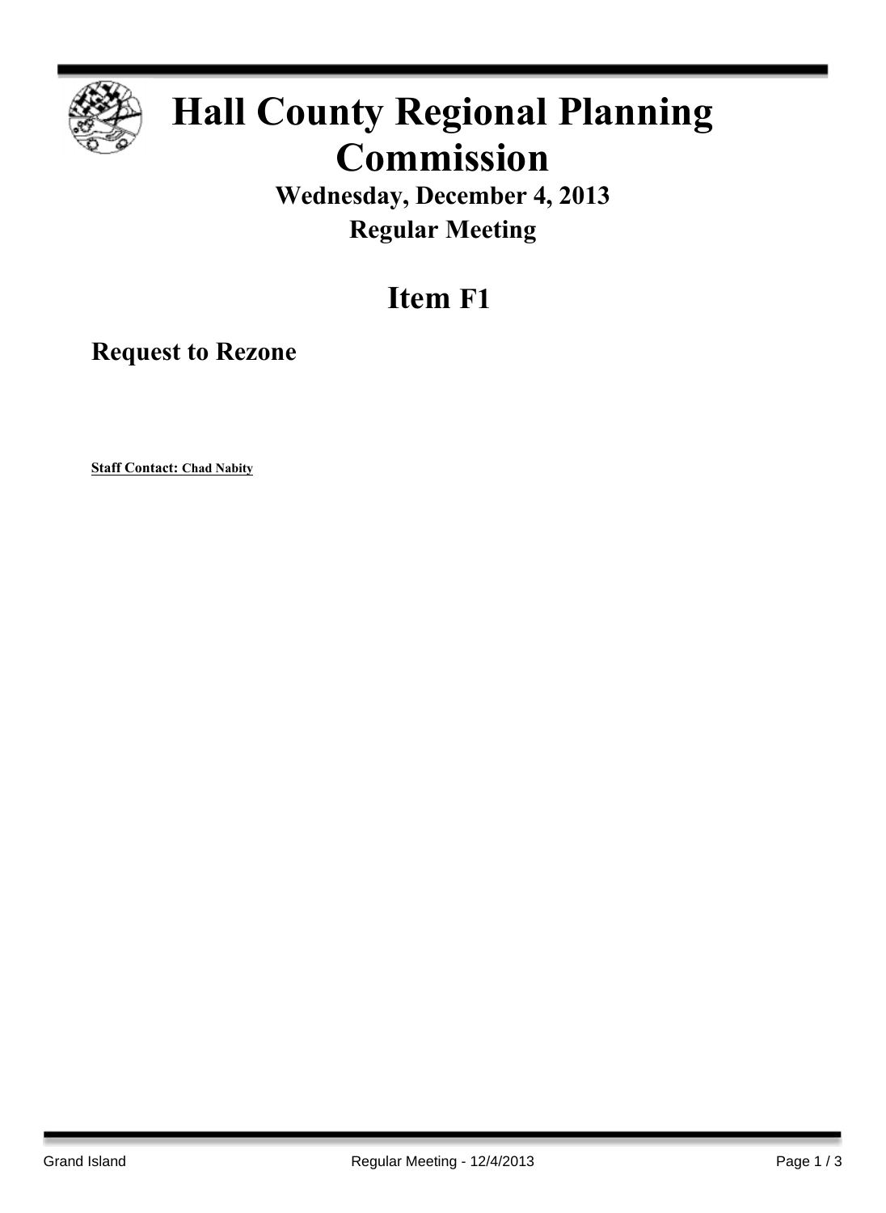# Hall County Regional Planning Commission

## Wednesday, December 4, 2013

## Regular Meeting

# Item F1

## Request to Rezone

**Staff Contact: Chad Nabity**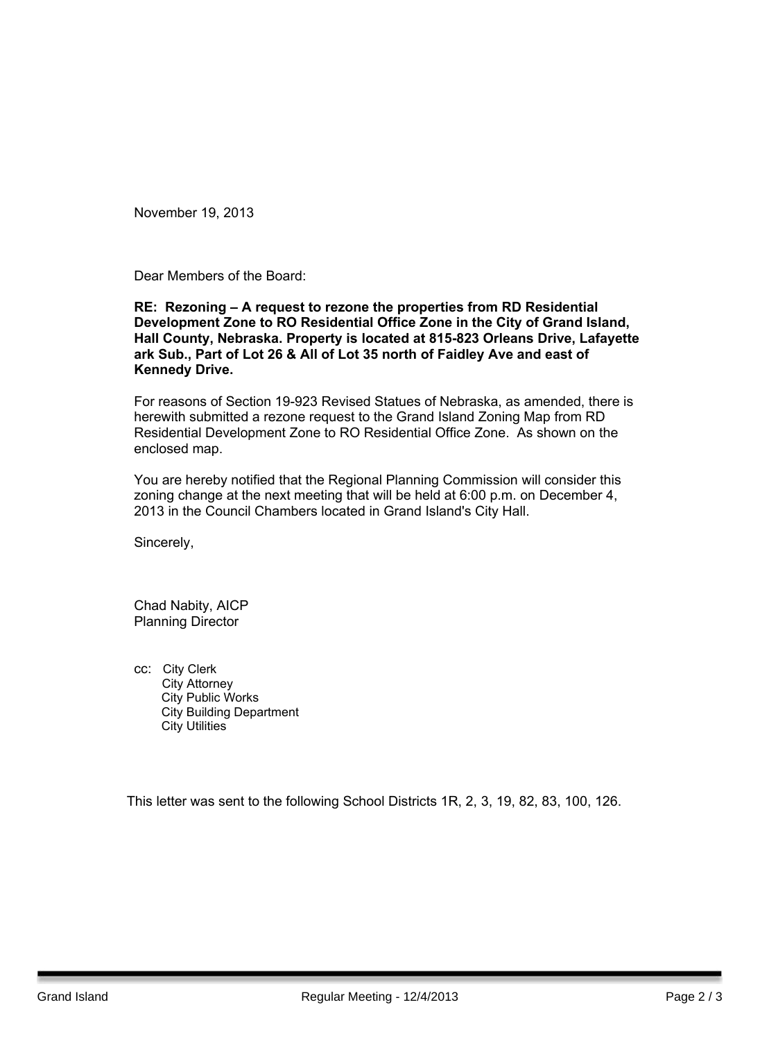November 19, 2013

Dear Members of the Board:

**RE: Rezoning – A request to rezone the properties from RD Residential Development Zone to RO Residential Office Zone in the City of Grand Island, Hall County, Nebraska. Property is located at 815-823 Orleans Drive, Lafayette ark Sub., Part of Lot 26 & All of Lot 35 north of Faidley Ave and east of Kennedy Drive.**

For reasons of Section 19-923 Revised Statues of Nebraska, as amended, there is herewith submitted a rezone request to the Grand Island Zoning Map from RD Residential Development Zone to RO Residential Office Zone. As shown on the enclosed map.

You are hereby notified that the Regional Planning Commission will consider this zoning change at the next meeting that will be held at 6:00 p.m. on December 4, 2013 in the Council Chambers located in Grand Island's City Hall.

Sincerely,

Chad Nabity, AICP
Planning Director

cc: City Clerk
City Attorney
City Public Works
City Building Department
City Utilities

This letter was sent to the following School Districts 1R, 2, 3, 19, 82, 83, 100, 126.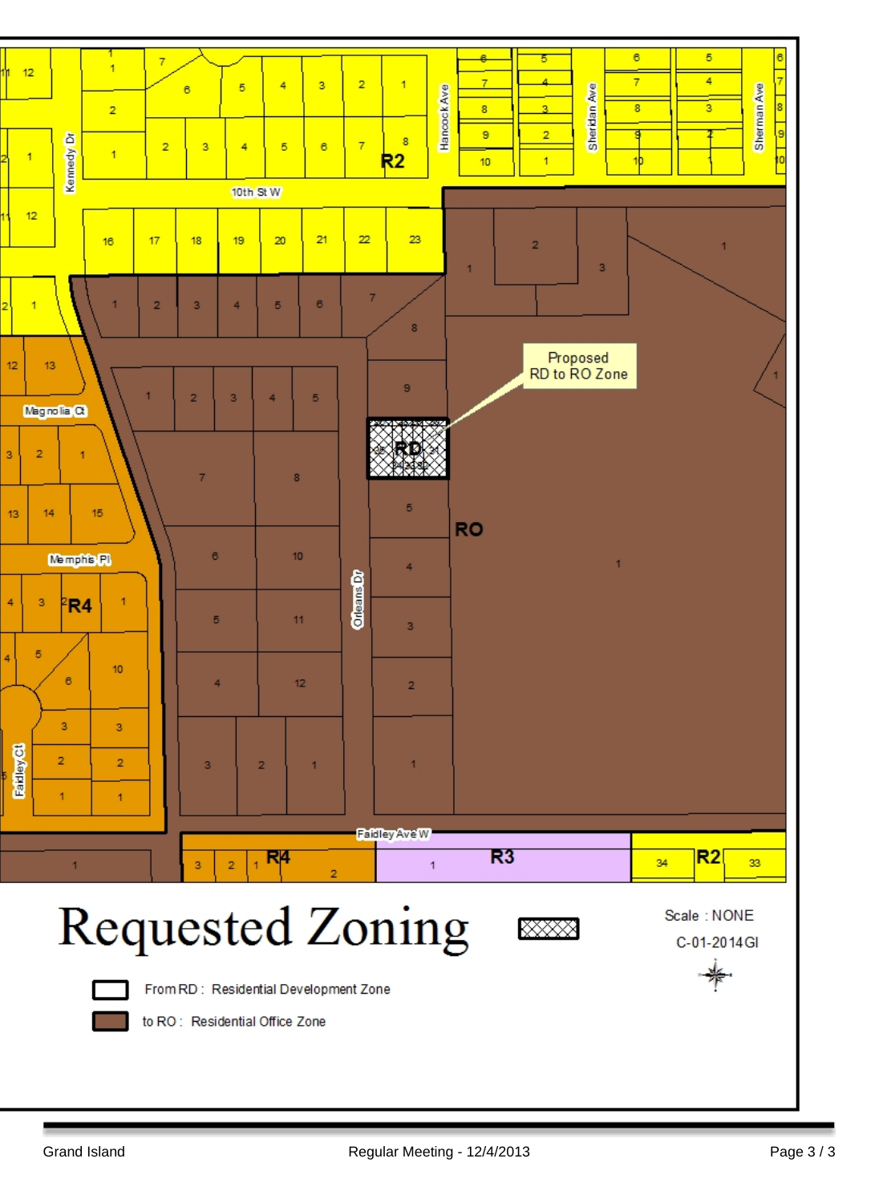# Requested Zoning

From RD : Residential Development Zone

to RO : Residential Office Zone

Proposed RD to RO Zone

Scale : NONE

C-01-2014GI

10th St W

Kennedy Dr

Hancock Ave

Sheridan Ave

Sherman Ave

Magnolia Ct

Memphis Pl

Faidley Ct

Orleans Dr

Faidley Ave W

R2

R4

R3

RO

RD